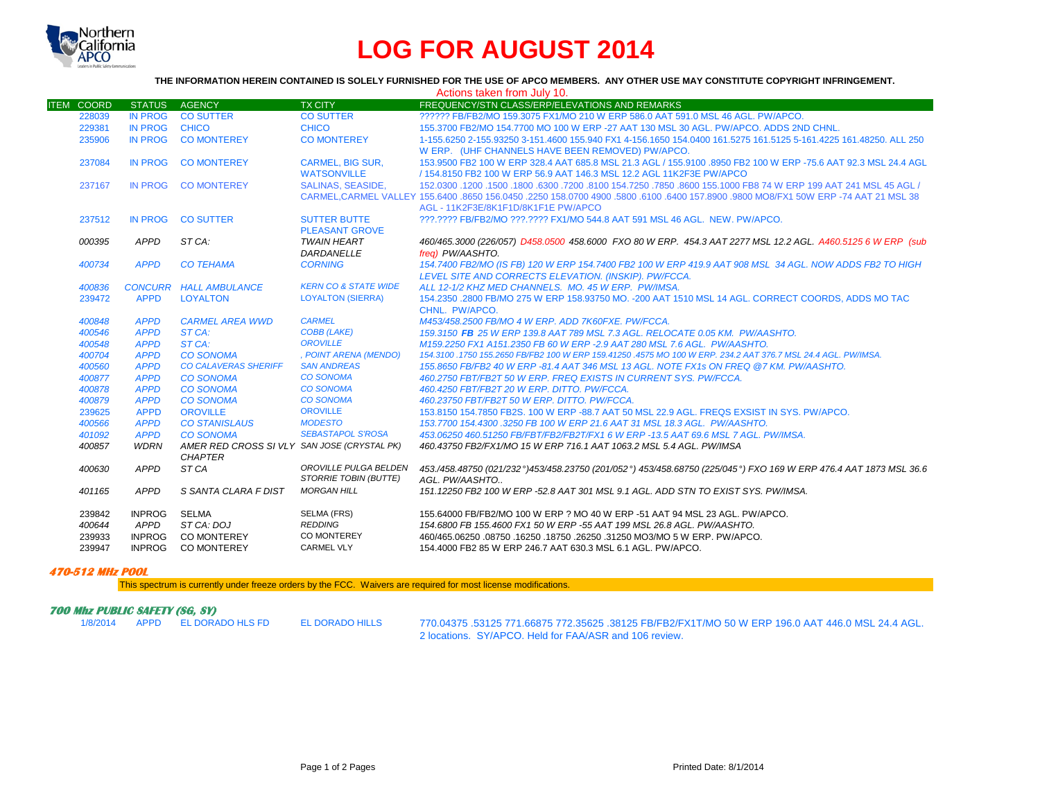# LOG FOR AUGUST 2014

**THE INFORMATION HEREIN CONTAINED IS SOLELY FURNISHED FOR THE USE OF APCO MEMBERS. ANY OTHER USE MAY CONSTITUTE COPYRIGHT INFRINGEMENT.**

Actions taken from July 10.

| ITEM | COORD | STATUS | AGENCY | TX CITY | FREQUENCY/STN CLASS/ERP/ELEVATIONS AND REMARKS |
|---|---|---|---|---|---|
| | 228039 | IN PROG | CO SUTTER | CO SUTTER | ?????? FB/FB2/MO 159.3075 FX1/MO 210 W ERP 586.0 AAT 591.0 MSL 46 AGL. PW/APCO. |
| | 229381 | IN PROG | CHICO | CHICO | 155.3700 FB2/MO 154.7700 MO 100 W ERP -27 AAT 130 MSL 30 AGL. PW/APCO. ADDS 2ND CHNL. |
| | 235906 | IN PROG | CO MONTEREY | CO MONTEREY | 1-155.6250 2-155.93250 3-151.4600 155.940 FX1 4-156.1650 154.0400 161.5275 161.5125 5-161.4225 161.48250. ALL 250 W ERP. (UHF CHANNELS HAVE BEEN REMOVED) PW/APCO. |
| | 237084 | IN PROG | CO MONTEREY | CARMEL, BIG SUR, WATSONVILLE | 153.9500 FB2 100 W ERP 328.4 AAT 685.8 MSL 21.3 AGL / 155.9100 .8950 FB2 100 W ERP -75.6 AAT 92.3 MSL 24.4 AGL / 154.8150 FB2 100 W ERP 56.9 AAT 146.3 MSL 12.2 AGL 11K2F3E PW/APCO |
| | 237167 | IN PROG | CO MONTEREY | SALINAS, SEASIDE, CARMEL,CARMEL VALLEY | 152.0300 .1200 .1500 .1800 .6300 .7200 .8100 154.7250 .7850 .8600 155.1000 FB8 74 W ERP 199 AAT 241 MSL 45 AGL / 155.6400 .8650 156.0450 .2250 158.0700 4900 .5800 .6100 .6400 157.8900 .9800 MO8/FX1 50W ERP -74 AAT 21 MSL 38 AGL - 11K2F3E/8K1F1D/8K1F1E PW/APCO |
| | 237512 | IN PROG | CO SUTTER | SUTTER BUTTE PLEASANT GROVE | ???.???? FB/FB2/MO ???.???? FX1/MO 544.8 AAT 591 MSL 46 AGL. NEW. PW/APCO. |
| | *000395* | *APPD* | *ST CA:* | *TWAIN HEART DARDANELLE* | *460/465.3000 (226/057) D458.0500 458.6000 FXO 80 W ERP. 454.3 AAT 2277 MSL 12.2 AGL. A460.5125 6 W ERP (sub freq) PW/AASHTO.* |
| | *400734* | *APPD* | *CO TEHAMA* | *CORNING* | *154.7400 FB2/MO (IS FB) 120 W ERP 154.7400 FB2 100 W ERP 419.9 AAT 908 MSL 34 AGL. NOW ADDS FB2 TO HIGH LEVEL SITE AND CORRECTS ELEVATION. (INSKIP). PW/FCCA.* |
| | *400836* | *CONCURR* | *HALL AMBULANCE* | *KERN CO & STATE WIDE* | *ALL 12-1/2 KHZ MED CHANNELS. MO. 45 W ERP. PW/IMSA.* |
| | 239472 | APPD | LOYALTON | LOYALTON (SIERRA) | 154.2350 .2800 FB/MO 275 W ERP 158.93750 MO. -200 AAT 1510 MSL 14 AGL. CORRECT COORDS, ADDS MO TAC CHNL. PW/APCO. |
| | *400848* | *APPD* | *CARMEL AREA WWD* | *CARMEL* | *M453/458.2500 FB/MO 4 W ERP. ADD 7K60FXE. PW/FCCA.* |
| | *400546* | *APPD* | *ST CA:* | *COBB (LAKE)* | *159.3150 **FB** 25 W ERP 139.8 AAT 789 MSL 7.3 AGL. RELOCATE 0.05 KM. PW/AASHTO.* |
| | *400548* | *APPD* | *ST CA:* | *OROVILLE* | *M159.2250 FX1 A151.2350 FB 60 W ERP -2.9 AAT 280 MSL 7.6 AGL. PW/AASHTO.* |
| | *400704* | *APPD* | *CO SONOMA* | *, POINT ARENA (MENDO)* | *154.3100 .1750 155.2650 FB/FB2 100 W ERP 159.41250 .4575 MO 100 W ERP. 234.2 AAT 376.7 MSL 24.4 AGL. PW/IMSA.* |
| | *400560* | *APPD* | *CO CALAVERAS SHERIFF* | *SAN ANDREAS* | *155.8650 FB/FB2 40 W ERP -81.4 AAT 346 MSL 13 AGL. NOTE FX1s ON FREQ @7 KM. PW/AASHTO.* |
| | *400877* | *APPD* | *CO SONOMA* | *CO SONOMA* | *460.2750 FBT/FB2T 50 W ERP. FREQ EXISTS IN CURRENT SYS. PW/FCCA.* |
| | *400878* | *APPD* | *CO SONOMA* | *CO SONOMA* | *460.4250 FBT/FB2T 20 W ERP. DITTO. PW/FCCA.* |
| | *400879* | *APPD* | *CO SONOMA* | *CO SONOMA* | *460.23750 FBT/FB2T 50 W ERP. DITTO. PW/FCCA.* |
| | 239625 | APPD | OROVILLE | OROVILLE | 153.8150 154.7850 FB2S. 100 W ERP -88.7 AAT 50 MSL 22.9 AGL. FREQS EXSIST IN SYS. PW/APCO. |
| | *400566* | *APPD* | *CO STANISLAUS* | *MODESTO* | *153.7700 154.4300 .3250 FB 100 W ERP 21.6 AAT 31 MSL 18.3 AGL. PW/AASHTO.* |
| | *401092* | *APPD* | *CO SONOMA* | *SEBASTAPOL S'ROSA* | *453.06250 460.51250 FB/FBT/FB2/FB2T/FX1 6 W ERP -13.5 AAT 69.6 MSL 7 AGL. PW/IMSA.* |
| | *400857* | *WDRN* | *AMER RED CROSS SI VLY CHAPTER* | *SAN JOSE (CRYSTAL PK)* | *460.43750 FB2/FX1/MO 15 W ERP 716.1 AAT 1063.2 MSL 5.4 AGL. PW/IMSA* |
| | *400630* | *APPD* | *ST CA* | *OROVILLE PULGA BELDEN STORRIE TOBIN (BUTTE)* | *453./458.48750 (021/232°)453/458.23750 (201/052°) 453/458.68750 (225/045°) FXO 169 W ERP 476.4 AAT 1873 MSL 36.6 AGL. PW/AASHTO..* |
| | *401165* | *APPD* | *S SANTA CLARA F DIST* | *MORGAN HILL* | *151.12250 FB2 100 W ERP -52.8 AAT 301 MSL 9.1 AGL. ADD STN TO EXIST SYS. PW/IMSA.* |
| | 239842 | INPROG | SELMA | SELMA (FRS) | 155.64000 FB/FB2/MO 100 W ERP ? MO 40 W ERP -51 AAT 94 MSL 23 AGL. PW/APCO. |
| | *400644* | *APPD* | *ST CA: DOJ* | *REDDING* | *154.6800 FB 155.4600 FX1 50 W ERP -55 AAT 199 MSL 26.8 AGL. PW/AASHTO.* |
| | 239933 | INPROG | CO MONTEREY | CO MONTEREY | 460/465.06250 .08750 .16250 .18750 .26250 .31250 MO3/MO 5 W ERP. PW/APCO. |
| | 239947 | INPROG | CO MONTEREY | CARMEL VLY | 154.4000 FB2 85 W ERP 246.7 AAT 630.3 MSL 6.1 AGL. PW/APCO. |

### *470-512 MHz POOL*

This spectrum is currently under freeze orders by the FCC. Waivers are required for most license modifications.

### *700 Mhz PUBLIC SAFETY (SG, SY)*

| COORD | STATUS | AGENCY | TX CITY | FREQUENCY/STN CLASS/ERP/ELEVATIONS AND REMARKS |
|---|---|---|---|---|
| 1/8/2014 | APPD | EL DORADO HLS FD | EL DORADO HILLS | 770.04375 .53125 771.66875 772.35625 .38125 FB/FB2/FX1T/MO 50 W ERP 196.0 AAT 446.0 MSL 24.4 AGL. 2 locations. SY/APCO. Held for FAA/ASR and 106 review. |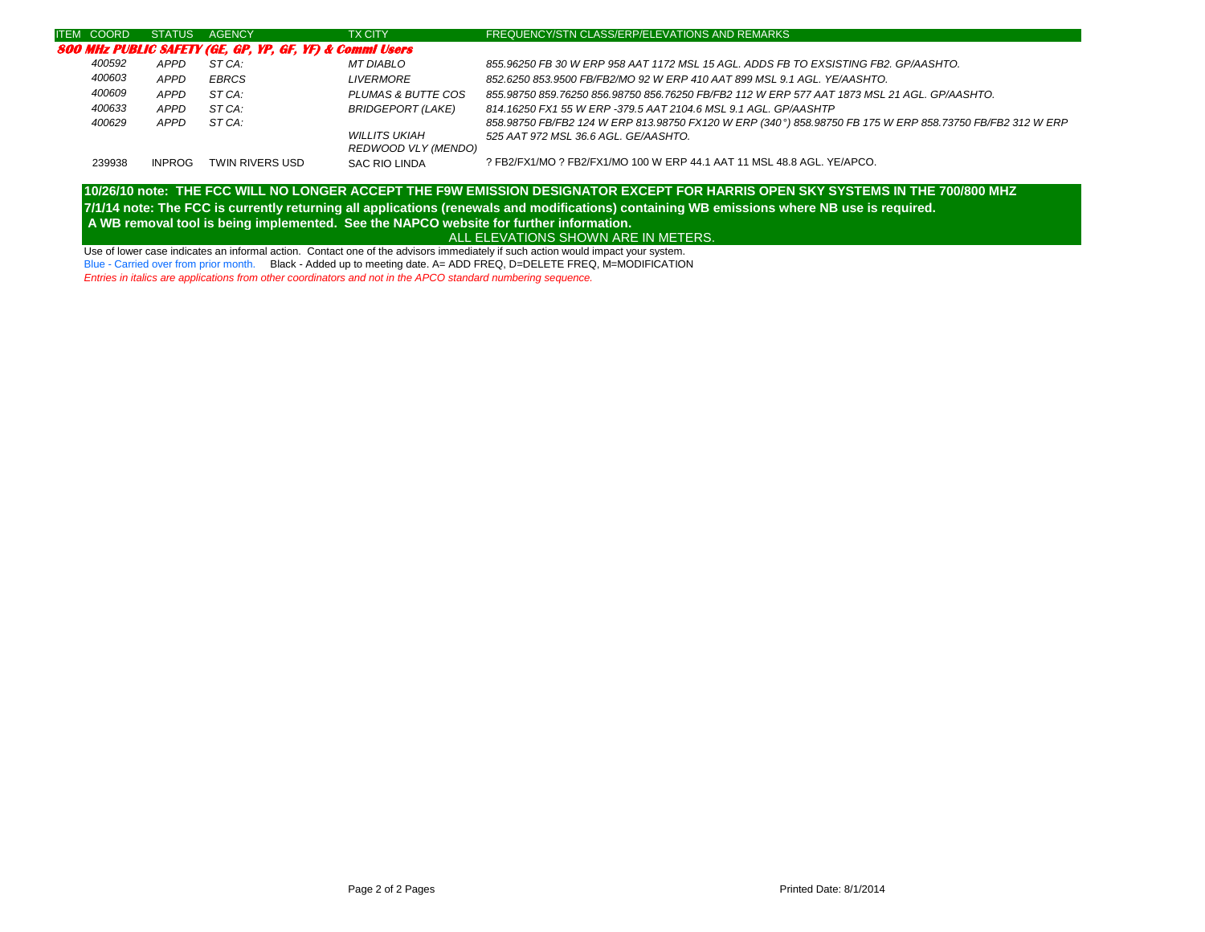| ITEM | COORD | STATUS | AGENCY | TX CITY | FREQUENCY/STN CLASS/ERP/ELEVATIONS AND REMARKS |
|---|---|---|---|---|---|
| ***800 MHz PUBLIC SAFETY (GE, GP, YP, GF, YF) & Comml Users*** | | | | | |
| | *400592* | *APPD* | *ST CA:* | *MT DIABLO* | *855.96250 FB 30 W ERP 958 AAT 1172 MSL 15 AGL. ADDS FB TO EXSISTING FB2. GP/AASHTO.* |
| | *400603* | *APPD* | *EBRCS* | *LIVERMORE* | *852.6250 853.9500 FB/FB2/MO 92 W ERP 410 AAT 899 MSL 9.1 AGL. YE/AASHTO.* |
| | *400609* | *APPD* | *ST CA:* | *PLUMAS & BUTTE COS* | *855.98750 859.76250 856.98750 856.76250 FB/FB2 112 W ERP 577 AAT 1873 MSL 21 AGL. GP/AASHTO.* |
| | *400633* | *APPD* | *ST CA:* | *BRIDGEPORT (LAKE)* | *814.16250 FX1 55 W ERP -379.5 AAT 2104.6 MSL 9.1 AGL. GP/AASHTP* |
| | *400629* | *APPD* | *ST CA:* | *WILLITS UKIAH REDWOOD VLY (MENDO)* | *858.98750 FB/FB2 124 W ERP 813.98750 FX120 W ERP (340°) 858.98750 FB 175 W ERP 858.73750 FB/FB2 312 W ERP 525 AAT 972 MSL 36.6 AGL. GE/AASHTO.* |
| | 239938 | INPROG | TWIN RIVERS USD | SAC RIO LINDA | ? FB2/FX1/MO ? FB2/FX1/MO 100 W ERP 44.1 AAT 11 MSL 48.8 AGL. YE/APCO. |

**10/26/10 note: THE FCC WILL NO LONGER ACCEPT THE F9W EMISSION DESIGNATOR EXCEPT FOR HARRIS OPEN SKY SYSTEMS IN THE 700/800 MHZ**

**7/1/14 note: The FCC is currently returning all applications (renewals and modifications) containing WB emissions where NB use is required. A WB removal tool is being implemented. See the NAPCO website for further information.**

ALL ELEVATIONS SHOWN ARE IN METERS.

Use of lower case indicates an informal action. Contact one of the advisors immediately if such action would impact your system.

Blue - Carried over from prior month. Black - Added up to meeting date. A= ADD FREQ, D=DELETE FREQ, M=MODIFICATION

*Entries in italics are applications from other coordinators and not in the APCO standard numbering sequence.*

Printed Date: 8/1/2014